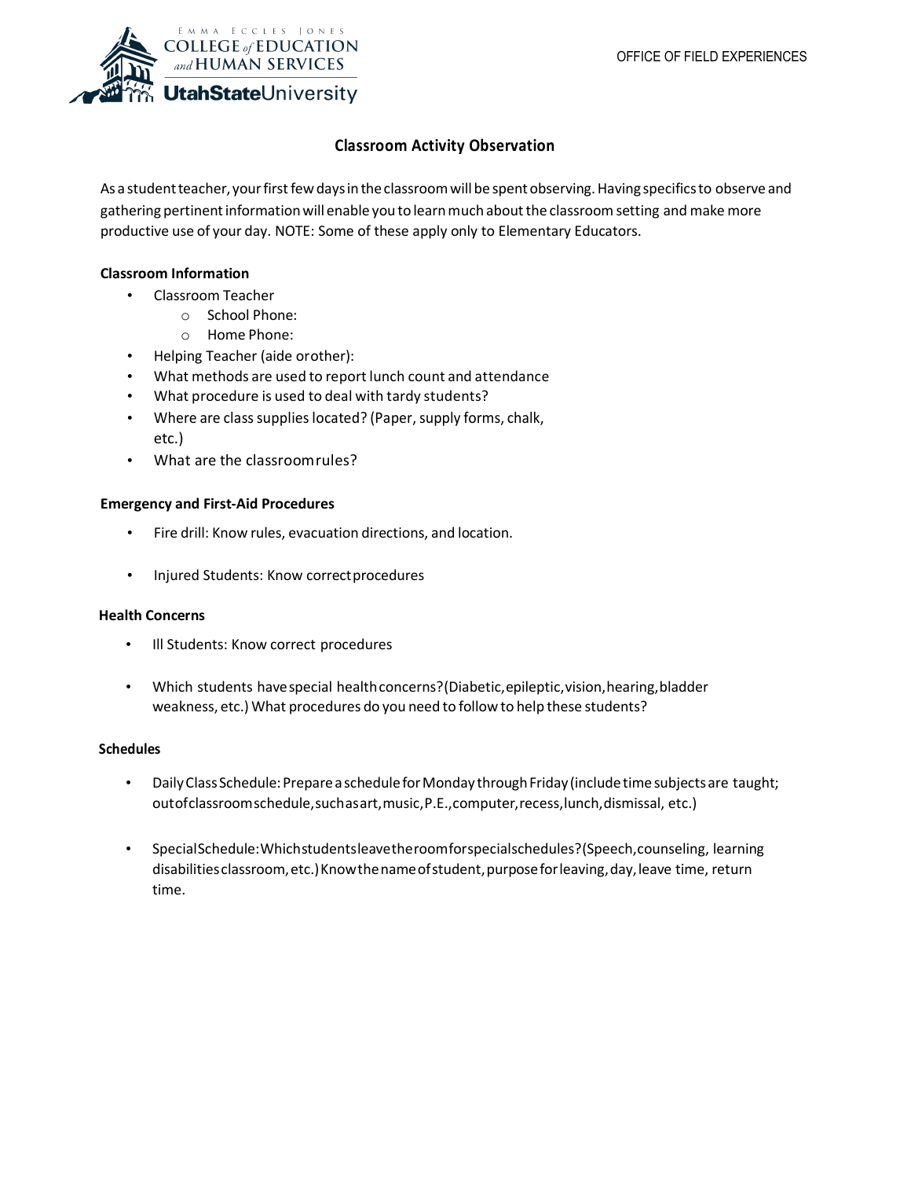OFFICE OF FIELD EXPERIENCES

# Classroom Activity Observation

As a student teacher, your first few days in the classroom will be spent observing. Having specifics to observe and gathering pertinent information will enable you to learn much about the classroom setting and make more productive use of your day. NOTE: Some of these apply only to Elementary Educators.

**Classroom Information**

- Classroom Teacher
  - School Phone:
  - Home Phone:
- Helping Teacher (aide or other):
- What methods are used to report lunch count and attendance
- What procedure is used to deal with tardy students?
- Where are class supplies located? (Paper, supply forms, chalk, etc.)
- What are the classroom rules?

**Emergency and First-Aid Procedures**

- Fire drill: Know rules, evacuation directions, and location.
- Injured Students: Know correct procedures

**Health Concerns**

- Ill Students: Know correct procedures
- Which students have special health concerns? (Diabetic, epileptic, vision, hearing, bladder weakness, etc.) What procedures do you need to follow to help these students?

**Schedules**

- Daily Class Schedule: Prepare a schedule for Monday through Friday (include time subjects are taught; out of classroom schedule, such as art, music, P.E., computer, recess, lunch, dismissal, etc.)
- Special Schedule: Which students leave the room for special schedules? (Speech, counseling, learning disabilities classroom, etc.) Know the name of student, purpose for leaving, day, leave time, return time.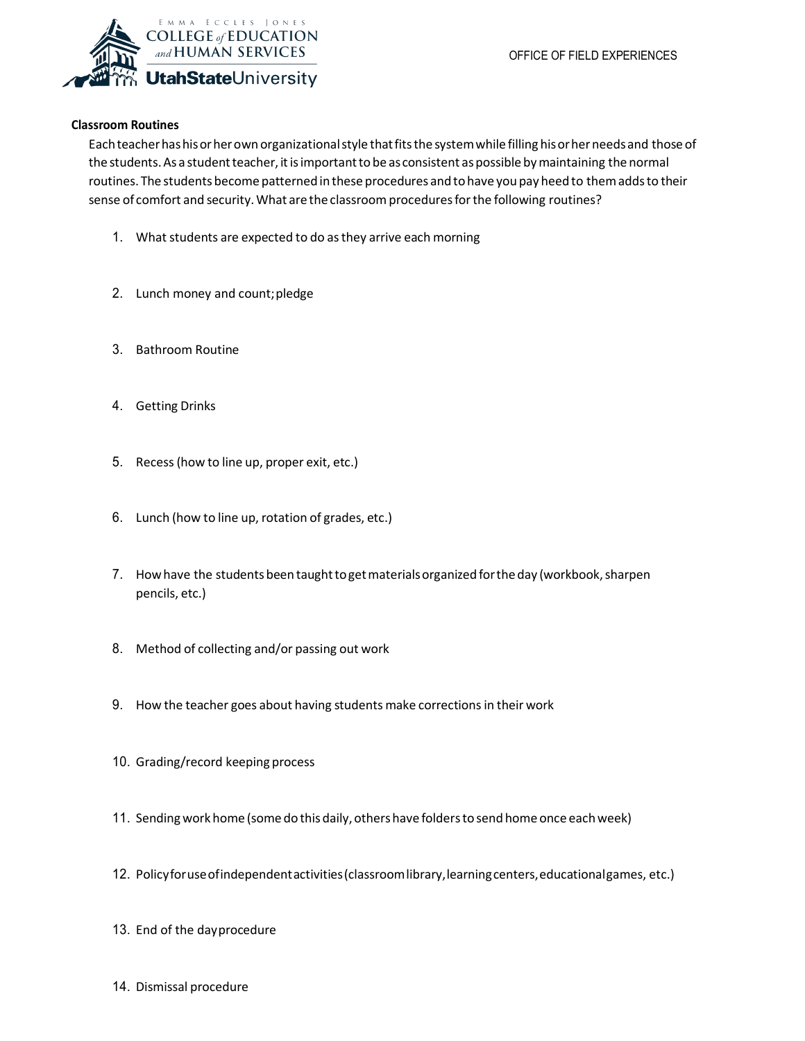**Classroom Routines**

Each teacher has his or her own organizational style that fits the system while filling his or her needs and those of the students. As a student teacher, it is important to be as consistent as possible by maintaining the normal routines. The students become patterned in these procedures and to have you pay heed to them adds to their sense of comfort and security. What are the classroom procedures for the following routines?

1. What students are expected to do as they arrive each morning
2. Lunch money and count; pledge
3. Bathroom Routine
4. Getting Drinks
5. Recess (how to line up, proper exit, etc.)
6. Lunch (how to line up, rotation of grades, etc.)
7. How have the students been taught to get materials organized for the day (workbook, sharpen pencils, etc.)
8. Method of collecting and/or passing out work
9. How the teacher goes about having students make corrections in their work
10. Grading/record keeping process
11. Sending work home (some do this daily, others have folders to send home once each week)
12. Policy for use of independent activities (classroom library, learning centers, educational games, etc.)
13. End of the day procedure
14. Dismissal procedure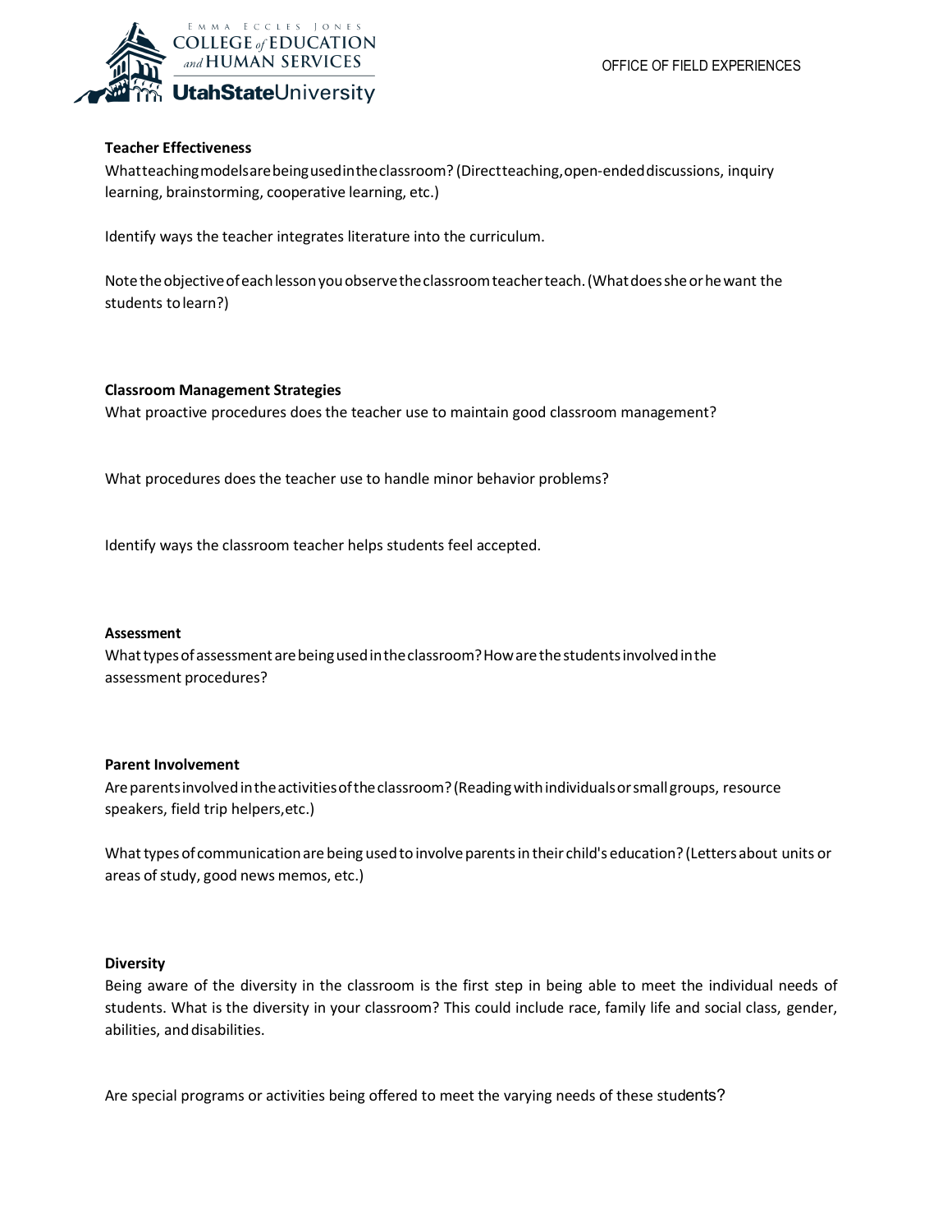**Teacher Effectiveness**

What teaching models are being used in the classroom? (Direct teaching, open-ended discussions, inquiry learning, brainstorming, cooperative learning, etc.)

Identify ways the teacher integrates literature into the curriculum.

Note the objective of each lesson you observe the classroom teacher teach. (What does she or he want the students to learn?)

**Classroom Management Strategies**

What proactive procedures does the teacher use to maintain good classroom management?

What procedures does the teacher use to handle minor behavior problems?

Identify ways the classroom teacher helps students feel accepted.

**Assessment**

What types of assessment are being used in the classroom? How are the students involved in the assessment procedures?

**Parent Involvement**

Are parents involved in the activities of the classroom? (Reading with individuals or small groups, resource speakers, field trip helpers,etc.)

What types of communication are being used to involve parents in their child's education? (Letters about units or areas of study, good news memos, etc.)

**Diversity**

Being aware of the diversity in the classroom is the first step in being able to meet the individual needs of students. What is the diversity in your classroom? This could include race, family life and social class, gender, abilities, and disabilities.

Are special programs or activities being offered to meet the varying needs of these students?